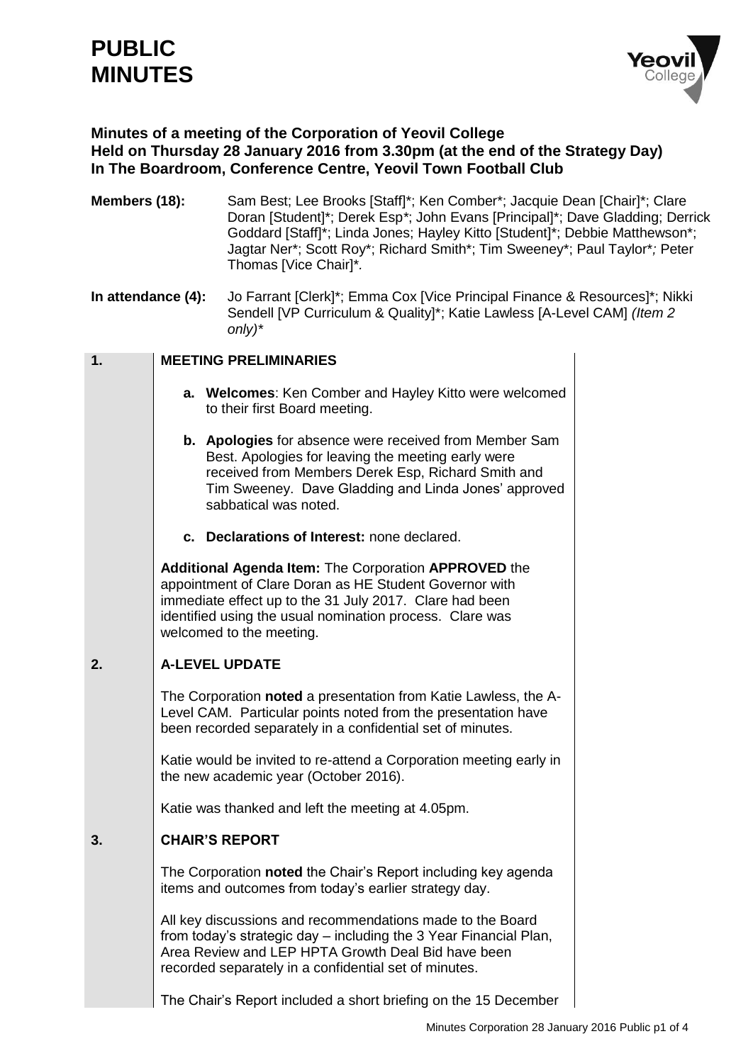# PUBLIC MINUTES

**Minutes of a meeting of the Corporation of Yeovil College**
**Held on Thursday 28 January 2016 from 3.30pm (at the end of the Strategy Day)**
**In The Boardroom, Conference Centre, Yeovil Town Football Club**

**Members (18):** Sam Best; Lee Brooks [Staff]*; Ken Comber*; Jacquie Dean [Chair]*; Clare Doran [Student]*; Derek Esp*; John Evans [Principal]*; Dave Gladding; Derrick Goddard [Staff]*; Linda Jones; Hayley Kitto [Student]*; Debbie Matthewson*; Jagtar Ner*; Scott Roy*; Richard Smith*; Tim Sweeney*; Paul Taylor*; Peter Thomas [Vice Chair]*.

**In attendance (4):** Jo Farrant [Clerk]*; Emma Cox [Vice Principal Finance & Resources]*; Nikki Sendell [VP Curriculum & Quality]*; Katie Lawless [A-Level CAM] *(Item 2 only)**

## 1. MEETING PRELIMINARIES

**a. Welcomes**: Ken Comber and Hayley Kitto were welcomed to their first Board meeting.

**b. Apologies** for absence were received from Member Sam Best. Apologies for leaving the meeting early were received from Members Derek Esp, Richard Smith and Tim Sweeney. Dave Gladding and Linda Jones' approved sabbatical was noted.

**c. Declarations of Interest:** none declared.

**Additional Agenda Item:** The Corporation **APPROVED** the appointment of Clare Doran as HE Student Governor with immediate effect up to the 31 July 2017. Clare had been identified using the usual nomination process. Clare was welcomed to the meeting.

## 2. A-LEVEL UPDATE

The Corporation **noted** a presentation from Katie Lawless, the A-Level CAM. Particular points noted from the presentation have been recorded separately in a confidential set of minutes.

Katie would be invited to re-attend a Corporation meeting early in the new academic year (October 2016).

Katie was thanked and left the meeting at 4.05pm.

## 3. CHAIR'S REPORT

The Corporation **noted** the Chair's Report including key agenda items and outcomes from today's earlier strategy day.

All key discussions and recommendations made to the Board from today's strategic day – including the 3 Year Financial Plan, Area Review and LEP HPTA Growth Deal Bid have been recorded separately in a confidential set of minutes.

The Chair's Report included a short briefing on the 15 December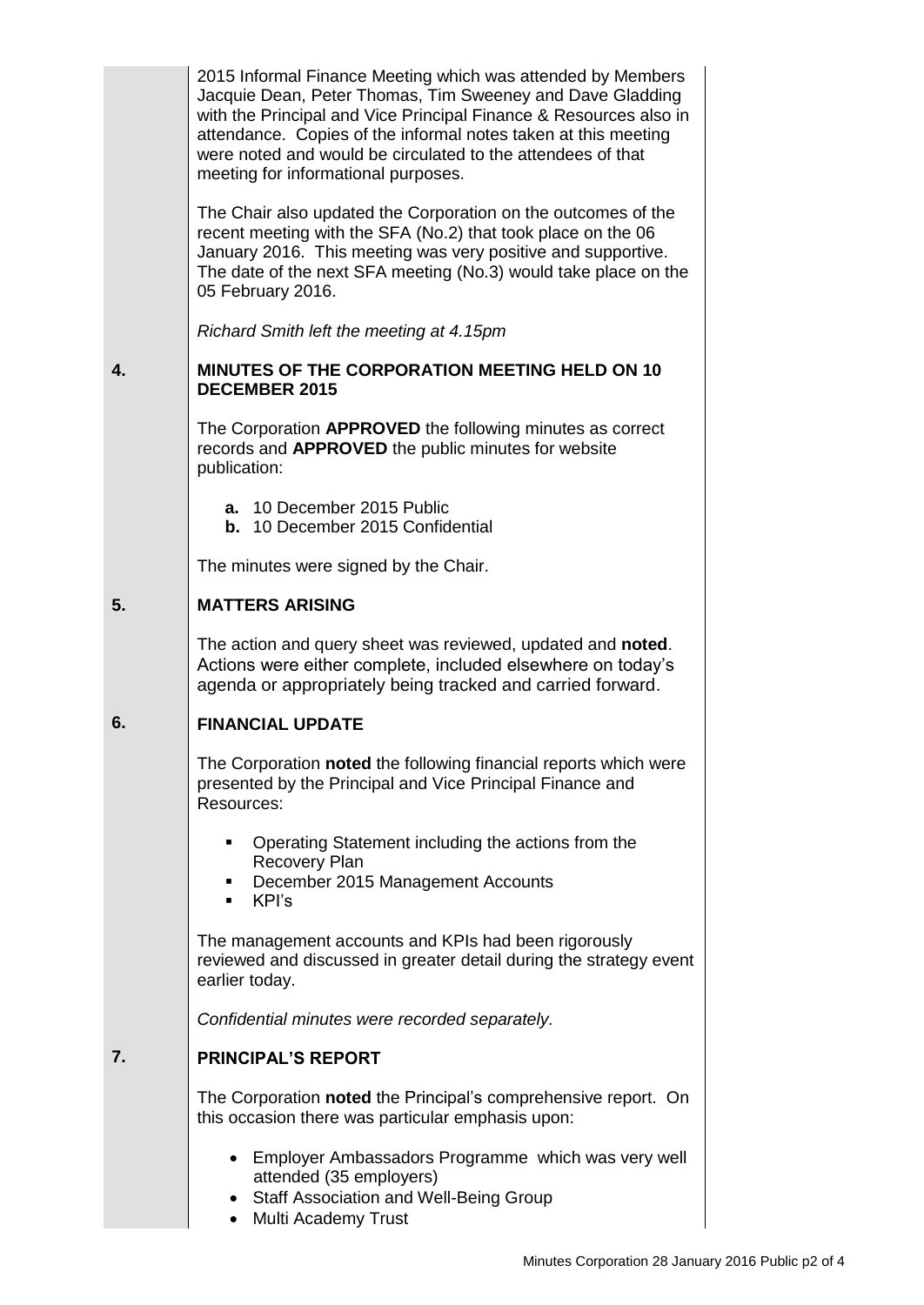2015 Informal Finance Meeting which was attended by Members Jacquie Dean, Peter Thomas, Tim Sweeney and Dave Gladding with the Principal and Vice Principal Finance & Resources also in attendance. Copies of the informal notes taken at this meeting were noted and would be circulated to the attendees of that meeting for informational purposes.

The Chair also updated the Corporation on the outcomes of the recent meeting with the SFA (No.2) that took place on the 06 January 2016. This meeting was very positive and supportive. The date of the next SFA meeting (No.3) would take place on the 05 February 2016.

*Richard Smith left the meeting at 4.15pm*

**4. MINUTES OF THE CORPORATION MEETING HELD ON 10 DECEMBER 2015**

The Corporation **APPROVED** the following minutes as correct records and **APPROVED** the public minutes for website publication:

- **a.** 10 December 2015 Public
- **b.** 10 December 2015 Confidential

The minutes were signed by the Chair.

**5. MATTERS ARISING**

The action and query sheet was reviewed, updated and **noted**. Actions were either complete, included elsewhere on today's agenda or appropriately being tracked and carried forward.

**6. FINANCIAL UPDATE**

The Corporation **noted** the following financial reports which were presented by the Principal and Vice Principal Finance and Resources:

- Operating Statement including the actions from the Recovery Plan
- December 2015 Management Accounts
- KPI's

The management accounts and KPIs had been rigorously reviewed and discussed in greater detail during the strategy event earlier today.

*Confidential minutes were recorded separately.*

**7. PRINCIPAL'S REPORT**

The Corporation **noted** the Principal's comprehensive report. On this occasion there was particular emphasis upon:

- Employer Ambassadors Programme which was very well attended (35 employers)
- Staff Association and Well-Being Group
- Multi Academy Trust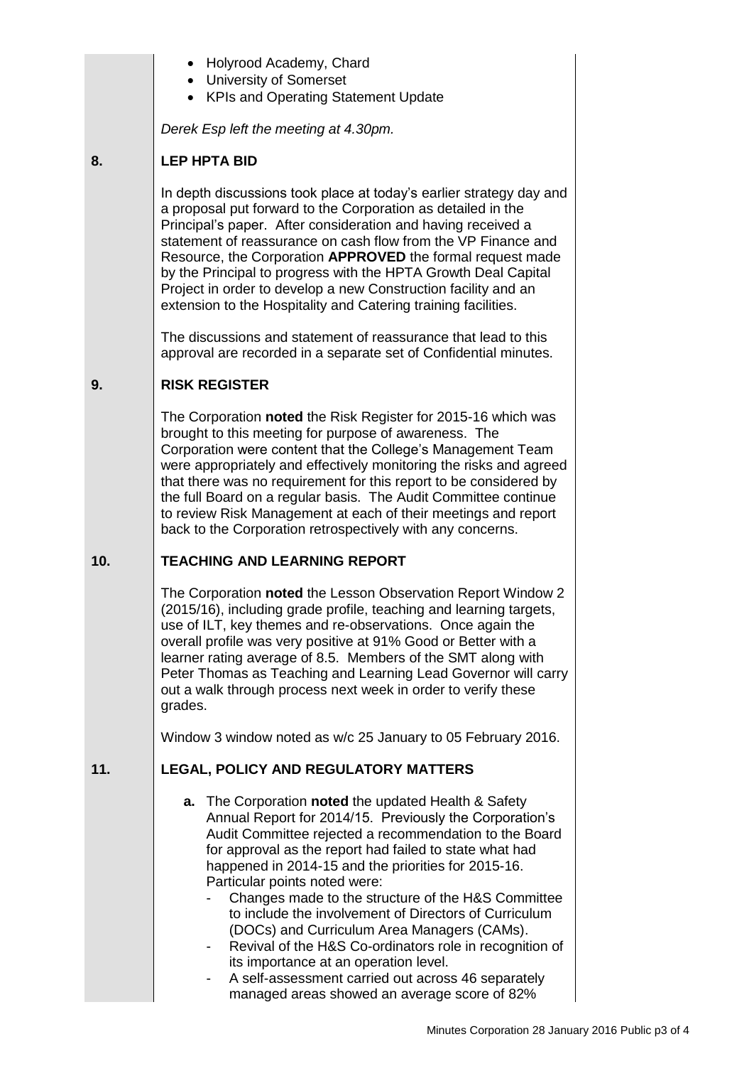- Holyrood Academy, Chard
- University of Somerset
- KPIs and Operating Statement Update

*Derek Esp left the meeting at 4.30pm.*

## 8. LEP HPTA BID

In depth discussions took place at today's earlier strategy day and a proposal put forward to the Corporation as detailed in the Principal's paper. After consideration and having received a statement of reassurance on cash flow from the VP Finance and Resource, the Corporation **APPROVED** the formal request made by the Principal to progress with the HPTA Growth Deal Capital Project in order to develop a new Construction facility and an extension to the Hospitality and Catering training facilities.

The discussions and statement of reassurance that lead to this approval are recorded in a separate set of Confidential minutes.

## 9. RISK REGISTER

The Corporation **noted** the Risk Register for 2015-16 which was brought to this meeting for purpose of awareness. The Corporation were content that the College's Management Team were appropriately and effectively monitoring the risks and agreed that there was no requirement for this report to be considered by the full Board on a regular basis. The Audit Committee continue to review Risk Management at each of their meetings and report back to the Corporation retrospectively with any concerns.

## 10. TEACHING AND LEARNING REPORT

The Corporation **noted** the Lesson Observation Report Window 2 (2015/16), including grade profile, teaching and learning targets, use of ILT, key themes and re-observations. Once again the overall profile was very positive at 91% Good or Better with a learner rating average of 8.5. Members of the SMT along with Peter Thomas as Teaching and Learning Lead Governor will carry out a walk through process next week in order to verify these grades.

Window 3 window noted as w/c 25 January to 05 February 2016.

## 11. LEGAL, POLICY AND REGULATORY MATTERS

**a.** The Corporation **noted** the updated Health & Safety Annual Report for 2014/15. Previously the Corporation's Audit Committee rejected a recommendation to the Board for approval as the report had failed to state what had happened in 2014-15 and the priorities for 2015-16. Particular points noted were:

- Changes made to the structure of the H&S Committee to include the involvement of Directors of Curriculum (DOCs) and Curriculum Area Managers (CAMs).
- Revival of the H&S Co-ordinators role in recognition of its importance at an operation level.
- A self-assessment carried out across 46 separately managed areas showed an average score of 82%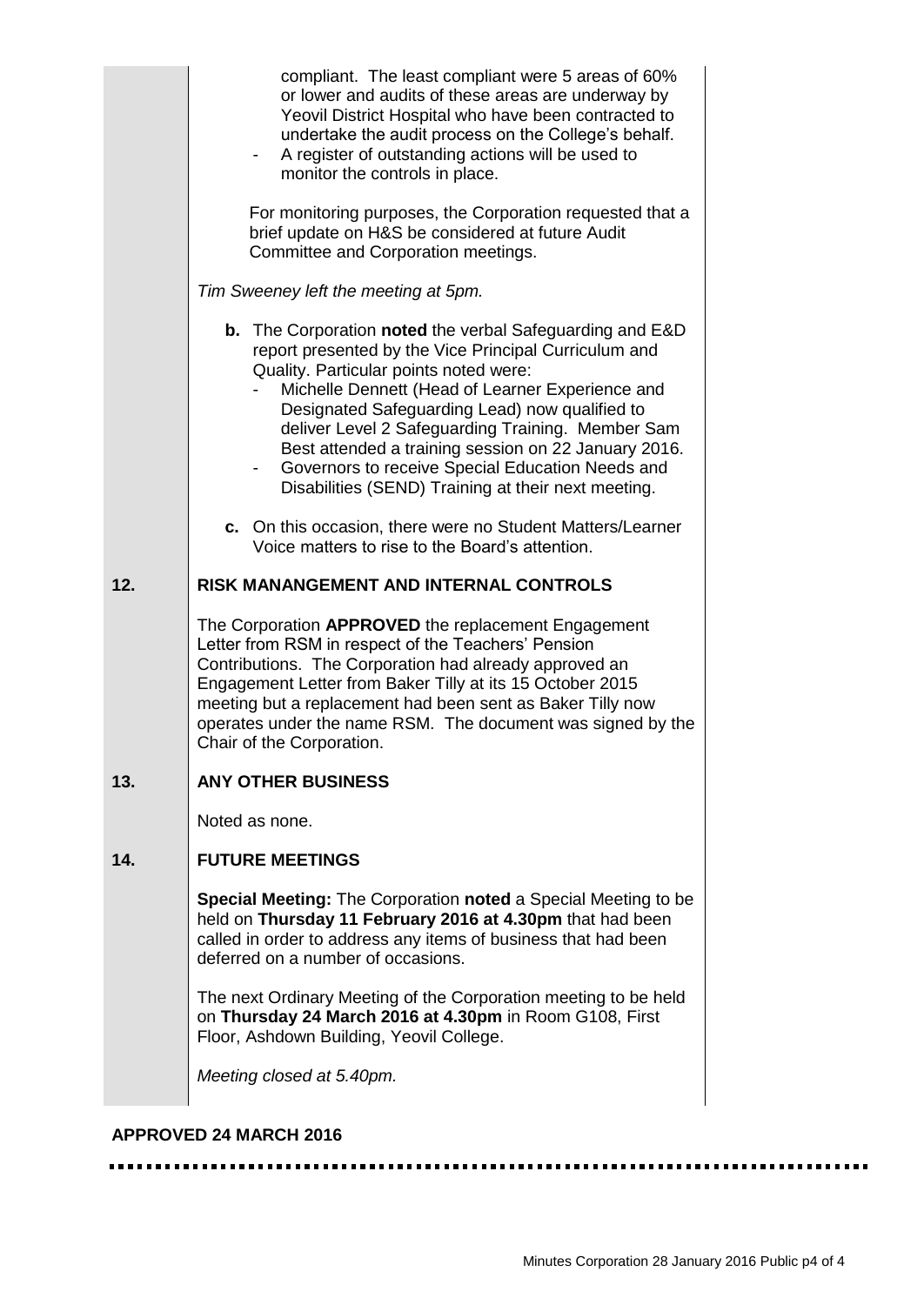compliant. The least compliant were 5 areas of 60% or lower and audits of these areas are underway by Yeovil District Hospital who have been contracted to undertake the audit process on the College's behalf.
- A register of outstanding actions will be used to monitor the controls in place.

For monitoring purposes, the Corporation requested that a brief update on H&S be considered at future Audit Committee and Corporation meetings.

*Tim Sweeney left the meeting at 5pm.*

**b.** The Corporation **noted** the verbal Safeguarding and E&D report presented by the Vice Principal Curriculum and Quality. Particular points noted were:
- Michelle Dennett (Head of Learner Experience and Designated Safeguarding Lead) now qualified to deliver Level 2 Safeguarding Training. Member Sam Best attended a training session on 22 January 2016.
- Governors to receive Special Education Needs and Disabilities (SEND) Training at their next meeting.

**c.** On this occasion, there were no Student Matters/Learner Voice matters to rise to the Board's attention.

## 12. RISK MANANGEMENT AND INTERNAL CONTROLS

The Corporation **APPROVED** the replacement Engagement Letter from RSM in respect of the Teachers' Pension Contributions. The Corporation had already approved an Engagement Letter from Baker Tilly at its 15 October 2015 meeting but a replacement had been sent as Baker Tilly now operates under the name RSM. The document was signed by the Chair of the Corporation.

## 13. ANY OTHER BUSINESS

Noted as none.

## 14. FUTURE MEETINGS

**Special Meeting:** The Corporation **noted** a Special Meeting to be held on **Thursday 11 February 2016 at 4.30pm** that had been called in order to address any items of business that had been deferred on a number of occasions.

The next Ordinary Meeting of the Corporation meeting to be held on **Thursday 24 March 2016 at 4.30pm** in Room G108, First Floor, Ashdown Building, Yeovil College.

*Meeting closed at 5.40pm.*

**APPROVED 24 MARCH 2016**

Minutes Corporation 28 January 2016 Public